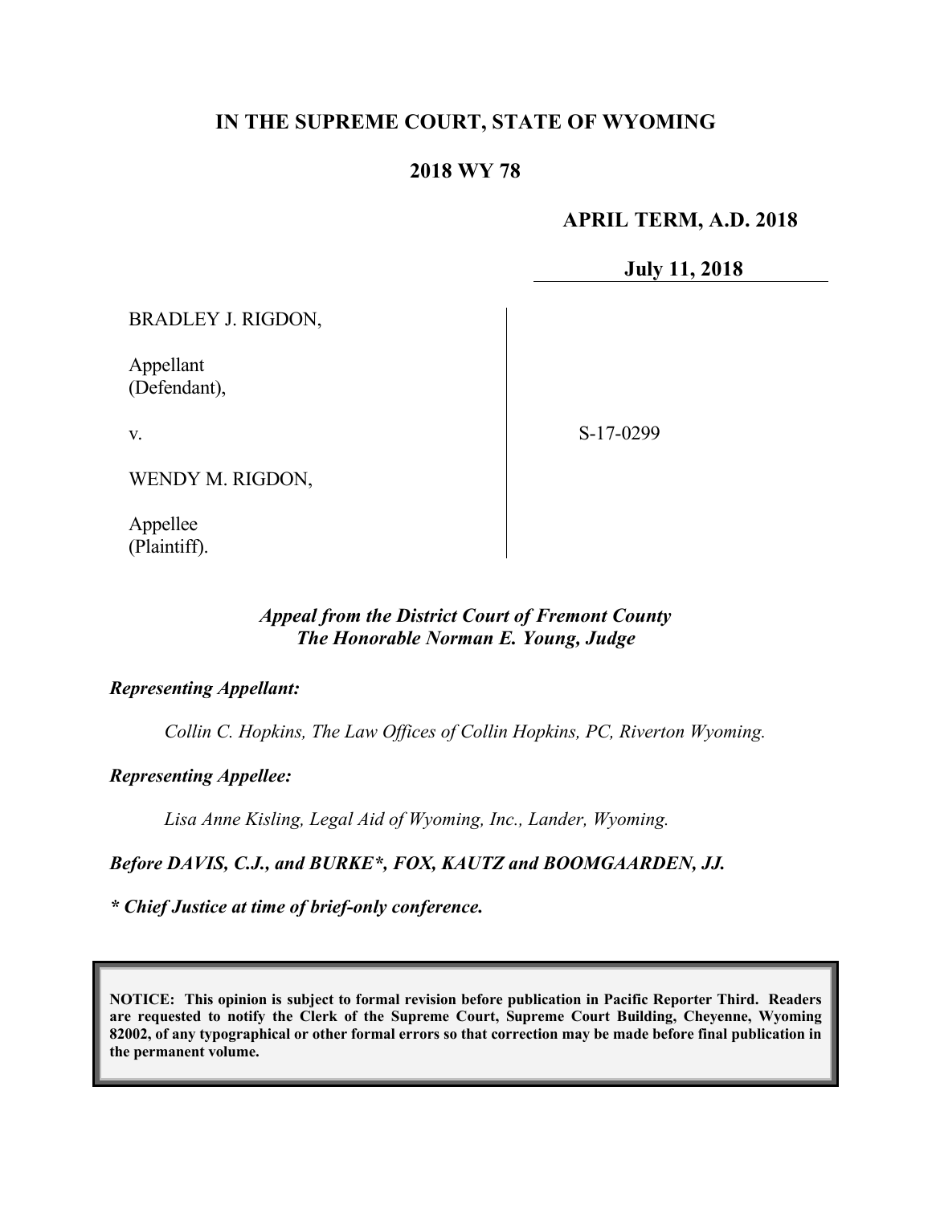# IN THE SUPREME COURT, STATE OF WYOMING

## 2018 WY 78

**APRIL TERM, A.D. 2018**

**July 11, 2018**

BRADLEY J. RIGDON,

Appellant
(Defendant),

v.

WENDY M. RIGDON,

Appellee
(Plaintiff).

S-17-0299

*Appeal from the District Court of Fremont County*
*The Honorable Norman E. Young, Judge*

***Representing Appellant:***

*Collin C. Hopkins, The Law Offices of Collin Hopkins, PC, Riverton Wyoming.*

***Representing Appellee:***

*Lisa Anne Kisling, Legal Aid of Wyoming, Inc., Lander, Wyoming.*

***Before DAVIS, C.J., and BURKE\*, FOX, KAUTZ and BOOMGAARDEN, JJ.***

***\* Chief Justice at time of brief-only conference.***

**NOTICE: This opinion is subject to formal revision before publication in Pacific Reporter Third. Readers are requested to notify the Clerk of the Supreme Court, Supreme Court Building, Cheyenne, Wyoming 82002, of any typographical or other formal errors so that correction may be made before final publication in the permanent volume.**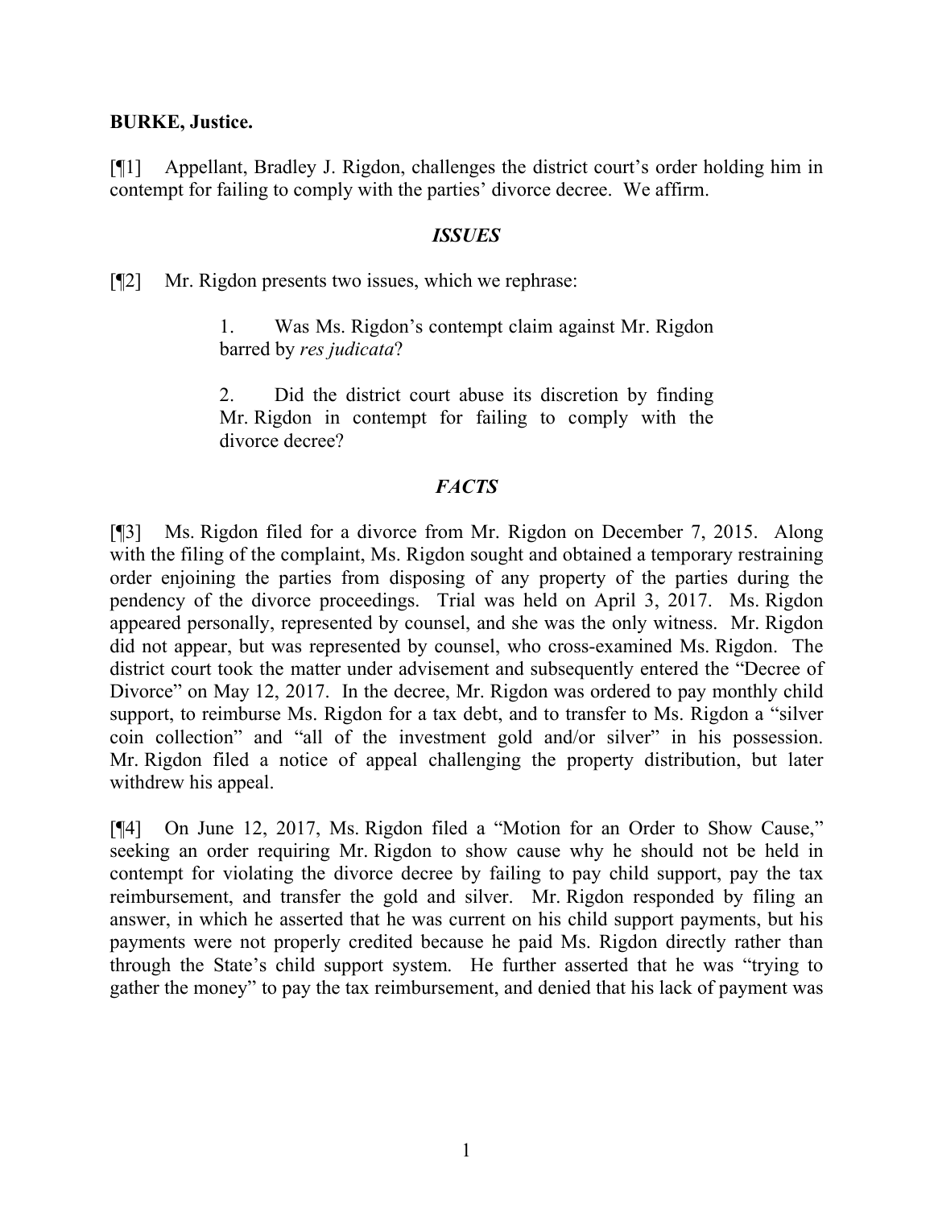**BURKE, Justice.**

[¶1] Appellant, Bradley J. Rigdon, challenges the district court's order holding him in contempt for failing to comply with the parties' divorce decree. We affirm.

### *ISSUES*

[¶2] Mr. Rigdon presents two issues, which we rephrase:

> 1. Was Ms. Rigdon's contempt claim against Mr. Rigdon barred by *res judicata*?
>
> 2. Did the district court abuse its discretion by finding Mr. Rigdon in contempt for failing to comply with the divorce decree?

### *FACTS*

[¶3] Ms. Rigdon filed for a divorce from Mr. Rigdon on December 7, 2015. Along with the filing of the complaint, Ms. Rigdon sought and obtained a temporary restraining order enjoining the parties from disposing of any property of the parties during the pendency of the divorce proceedings. Trial was held on April 3, 2017. Ms. Rigdon appeared personally, represented by counsel, and she was the only witness. Mr. Rigdon did not appear, but was represented by counsel, who cross-examined Ms. Rigdon. The district court took the matter under advisement and subsequently entered the "Decree of Divorce" on May 12, 2017. In the decree, Mr. Rigdon was ordered to pay monthly child support, to reimburse Ms. Rigdon for a tax debt, and to transfer to Ms. Rigdon a "silver coin collection" and "all of the investment gold and/or silver" in his possession. Mr. Rigdon filed a notice of appeal challenging the property distribution, but later withdrew his appeal.

[¶4] On June 12, 2017, Ms. Rigdon filed a "Motion for an Order to Show Cause," seeking an order requiring Mr. Rigdon to show cause why he should not be held in contempt for violating the divorce decree by failing to pay child support, pay the tax reimbursement, and transfer the gold and silver. Mr. Rigdon responded by filing an answer, in which he asserted that he was current on his child support payments, but his payments were not properly credited because he paid Ms. Rigdon directly rather than through the State's child support system. He further asserted that he was "trying to gather the money" to pay the tax reimbursement, and denied that his lack of payment was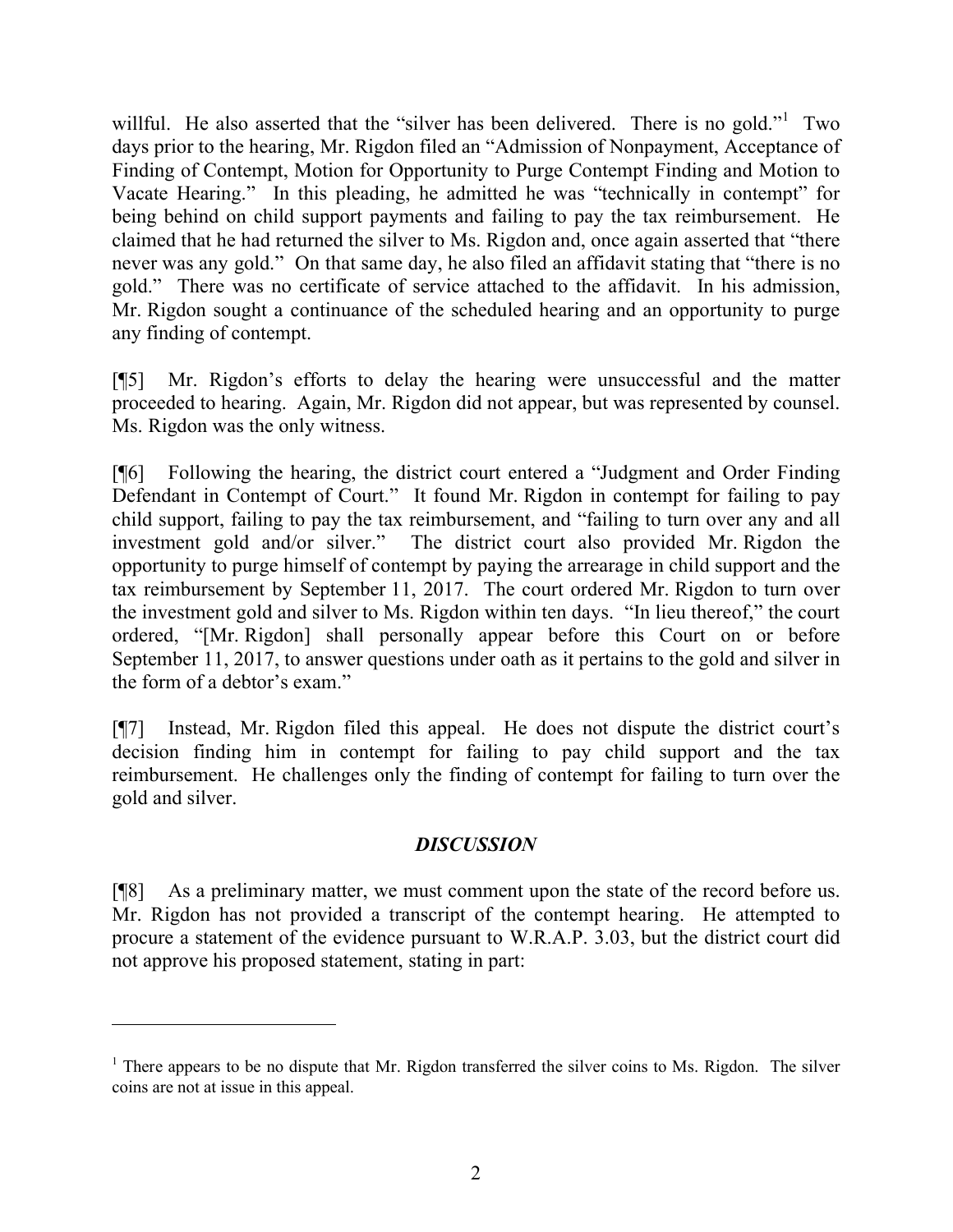willful. He also asserted that the "silver has been delivered. There is no gold."[1] Two days prior to the hearing, Mr. Rigdon filed an "Admission of Nonpayment, Acceptance of Finding of Contempt, Motion for Opportunity to Purge Contempt Finding and Motion to Vacate Hearing." In this pleading, he admitted he was "technically in contempt" for being behind on child support payments and failing to pay the tax reimbursement. He claimed that he had returned the silver to Ms. Rigdon and, once again asserted that "there never was any gold." On that same day, he also filed an affidavit stating that "there is no gold." There was no certificate of service attached to the affidavit. In his admission, Mr. Rigdon sought a continuance of the scheduled hearing and an opportunity to purge any finding of contempt.

[¶5] Mr. Rigdon's efforts to delay the hearing were unsuccessful and the matter proceeded to hearing. Again, Mr. Rigdon did not appear, but was represented by counsel. Ms. Rigdon was the only witness.

[¶6] Following the hearing, the district court entered a "Judgment and Order Finding Defendant in Contempt of Court." It found Mr. Rigdon in contempt for failing to pay child support, failing to pay the tax reimbursement, and "failing to turn over any and all investment gold and/or silver." The district court also provided Mr. Rigdon the opportunity to purge himself of contempt by paying the arrearage in child support and the tax reimbursement by September 11, 2017. The court ordered Mr. Rigdon to turn over the investment gold and silver to Ms. Rigdon within ten days. "In lieu thereof," the court ordered, "[Mr. Rigdon] shall personally appear before this Court on or before September 11, 2017, to answer questions under oath as it pertains to the gold and silver in the form of a debtor's exam."

[¶7] Instead, Mr. Rigdon filed this appeal. He does not dispute the district court's decision finding him in contempt for failing to pay child support and the tax reimbursement. He challenges only the finding of contempt for failing to turn over the gold and silver.

## *DISCUSSION*

[¶8] As a preliminary matter, we must comment upon the state of the record before us. Mr. Rigdon has not provided a transcript of the contempt hearing. He attempted to procure a statement of the evidence pursuant to W.R.A.P. 3.03, but the district court did not approve his proposed statement, stating in part:

---

[1] There appears to be no dispute that Mr. Rigdon transferred the silver coins to Ms. Rigdon. The silver coins are not at issue in this appeal.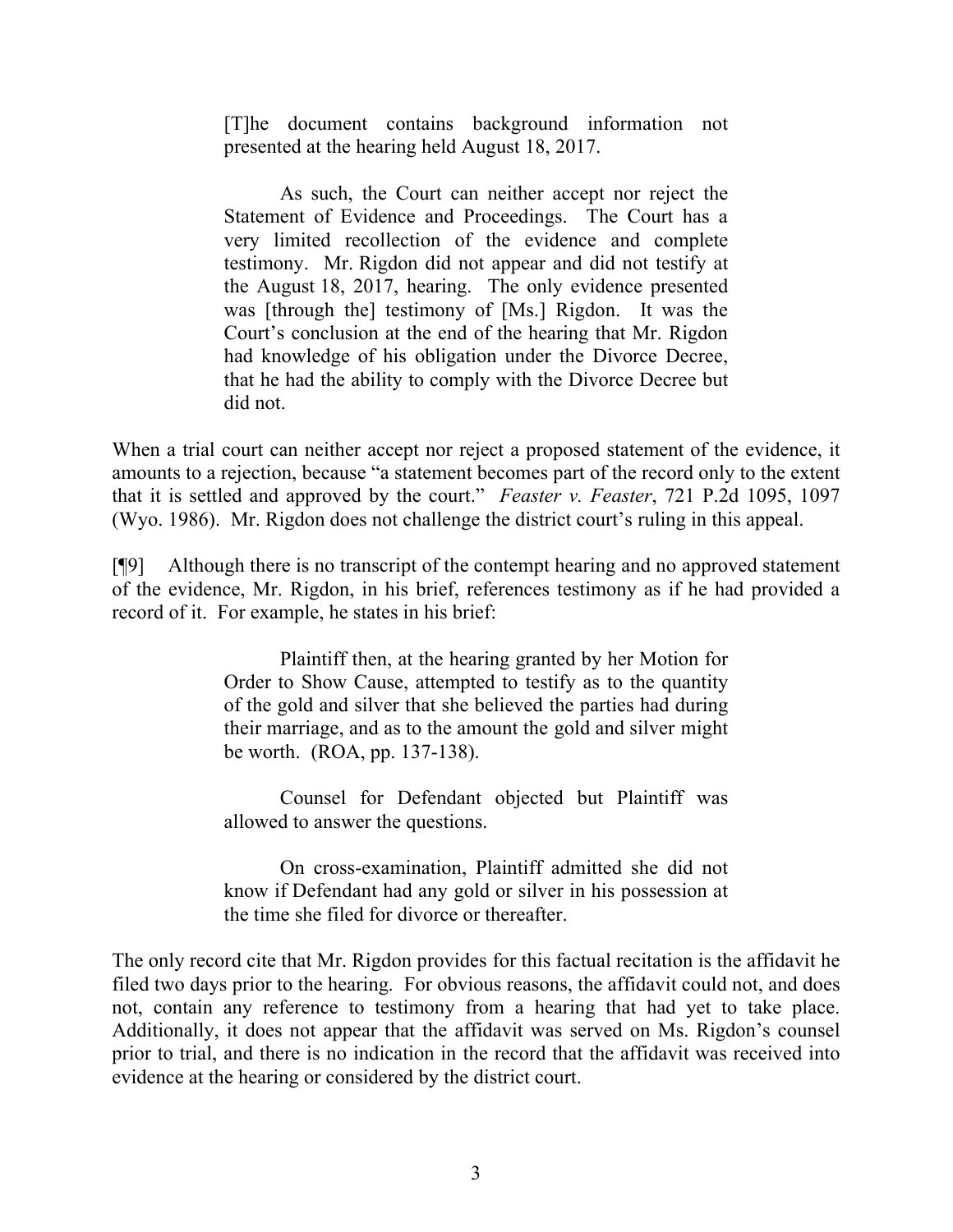> [T]he document contains background information not presented at the hearing held August 18, 2017.
>
> As such, the Court can neither accept nor reject the Statement of Evidence and Proceedings. The Court has a very limited recollection of the evidence and complete testimony. Mr. Rigdon did not appear and did not testify at the August 18, 2017, hearing. The only evidence presented was [through the] testimony of [Ms.] Rigdon. It was the Court's conclusion at the end of the hearing that Mr. Rigdon had knowledge of his obligation under the Divorce Decree, that he had the ability to comply with the Divorce Decree but did not.

When a trial court can neither accept nor reject a proposed statement of the evidence, it amounts to a rejection, because "a statement becomes part of the record only to the extent that it is settled and approved by the court." *Feaster v. Feaster*, 721 P.2d 1095, 1097 (Wyo. 1986). Mr. Rigdon does not challenge the district court's ruling in this appeal.

[¶9] Although there is no transcript of the contempt hearing and no approved statement of the evidence, Mr. Rigdon, in his brief, references testimony as if he had provided a record of it. For example, he states in his brief:

> Plaintiff then, at the hearing granted by her Motion for Order to Show Cause, attempted to testify as to the quantity of the gold and silver that she believed the parties had during their marriage, and as to the amount the gold and silver might be worth. (ROA, pp. 137-138).
>
> Counsel for Defendant objected but Plaintiff was allowed to answer the questions.
>
> On cross-examination, Plaintiff admitted she did not know if Defendant had any gold or silver in his possession at the time she filed for divorce or thereafter.

The only record cite that Mr. Rigdon provides for this factual recitation is the affidavit he filed two days prior to the hearing. For obvious reasons, the affidavit could not, and does not, contain any reference to testimony from a hearing that had yet to take place. Additionally, it does not appear that the affidavit was served on Ms. Rigdon's counsel prior to trial, and there is no indication in the record that the affidavit was received into evidence at the hearing or considered by the district court.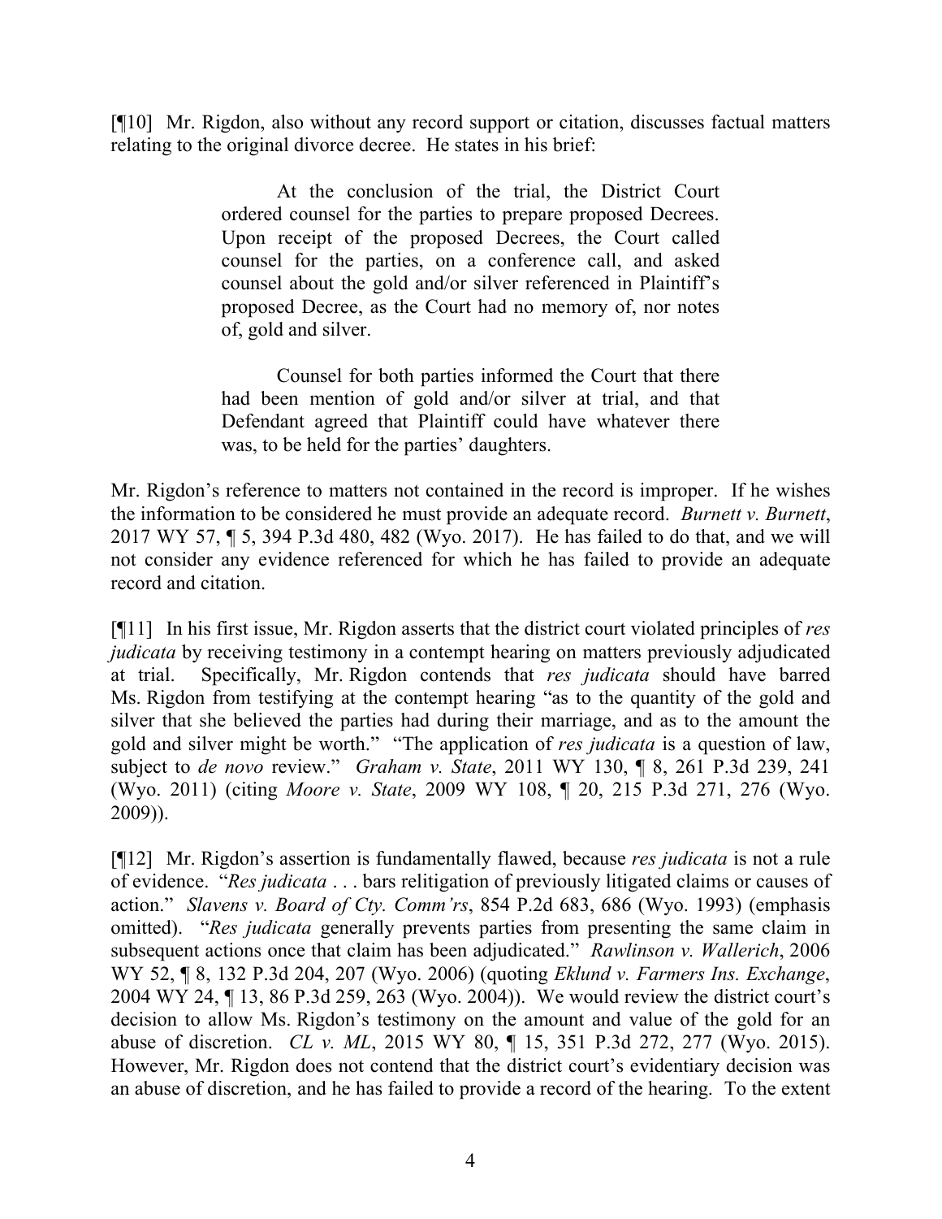[¶10] Mr. Rigdon, also without any record support or citation, discusses factual matters relating to the original divorce decree. He states in his brief:

> At the conclusion of the trial, the District Court ordered counsel for the parties to prepare proposed Decrees. Upon receipt of the proposed Decrees, the Court called counsel for the parties, on a conference call, and asked counsel about the gold and/or silver referenced in Plaintiff's proposed Decree, as the Court had no memory of, nor notes of, gold and silver.
>
> Counsel for both parties informed the Court that there had been mention of gold and/or silver at trial, and that Defendant agreed that Plaintiff could have whatever there was, to be held for the parties' daughters.

Mr. Rigdon's reference to matters not contained in the record is improper. If he wishes the information to be considered he must provide an adequate record. *Burnett v. Burnett*, 2017 WY 57, ¶ 5, 394 P.3d 480, 482 (Wyo. 2017). He has failed to do that, and we will not consider any evidence referenced for which he has failed to provide an adequate record and citation.

[¶11] In his first issue, Mr. Rigdon asserts that the district court violated principles of *res judicata* by receiving testimony in a contempt hearing on matters previously adjudicated at trial. Specifically, Mr. Rigdon contends that *res judicata* should have barred Ms. Rigdon from testifying at the contempt hearing "as to the quantity of the gold and silver that she believed the parties had during their marriage, and as to the amount the gold and silver might be worth." "The application of *res judicata* is a question of law, subject to *de novo* review." *Graham v. State*, 2011 WY 130, ¶ 8, 261 P.3d 239, 241 (Wyo. 2011) (citing *Moore v. State*, 2009 WY 108, ¶ 20, 215 P.3d 271, 276 (Wyo. 2009)).

[¶12] Mr. Rigdon's assertion is fundamentally flawed, because *res judicata* is not a rule of evidence. "*Res judicata* . . . bars relitigation of previously litigated claims or causes of action." *Slavens v. Board of Cty. Comm'rs*, 854 P.2d 683, 686 (Wyo. 1993) (emphasis omitted). "*Res judicata* generally prevents parties from presenting the same claim in subsequent actions once that claim has been adjudicated." *Rawlinson v. Wallerich*, 2006 WY 52, ¶ 8, 132 P.3d 204, 207 (Wyo. 2006) (quoting *Eklund v. Farmers Ins. Exchange*, 2004 WY 24, ¶ 13, 86 P.3d 259, 263 (Wyo. 2004)). We would review the district court's decision to allow Ms. Rigdon's testimony on the amount and value of the gold for an abuse of discretion. *CL v. ML*, 2015 WY 80, ¶ 15, 351 P.3d 272, 277 (Wyo. 2015). However, Mr. Rigdon does not contend that the district court's evidentiary decision was an abuse of discretion, and he has failed to provide a record of the hearing. To the extent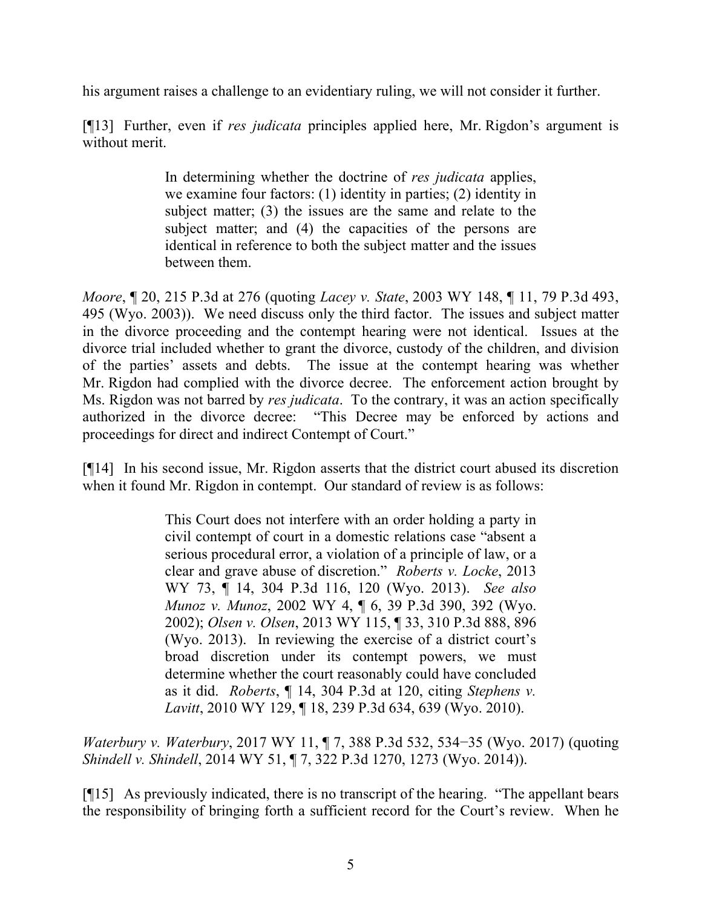his argument raises a challenge to an evidentiary ruling, we will not consider it further.

[¶13] Further, even if *res judicata* principles applied here, Mr. Rigdon's argument is without merit.

> In determining whether the doctrine of *res judicata* applies, we examine four factors: (1) identity in parties; (2) identity in subject matter; (3) the issues are the same and relate to the subject matter; and (4) the capacities of the persons are identical in reference to both the subject matter and the issues between them.

*Moore*, ¶ 20, 215 P.3d at 276 (quoting *Lacey v. State*, 2003 WY 148, ¶ 11, 79 P.3d 493, 495 (Wyo. 2003)). We need discuss only the third factor. The issues and subject matter in the divorce proceeding and the contempt hearing were not identical. Issues at the divorce trial included whether to grant the divorce, custody of the children, and division of the parties' assets and debts. The issue at the contempt hearing was whether Mr. Rigdon had complied with the divorce decree. The enforcement action brought by Ms. Rigdon was not barred by *res judicata*. To the contrary, it was an action specifically authorized in the divorce decree: "This Decree may be enforced by actions and proceedings for direct and indirect Contempt of Court."

[¶14] In his second issue, Mr. Rigdon asserts that the district court abused its discretion when it found Mr. Rigdon in contempt. Our standard of review is as follows:

> This Court does not interfere with an order holding a party in civil contempt of court in a domestic relations case "absent a serious procedural error, a violation of a principle of law, or a clear and grave abuse of discretion." *Roberts v. Locke*, 2013 WY 73, ¶ 14, 304 P.3d 116, 120 (Wyo. 2013). *See also Munoz v. Munoz*, 2002 WY 4, ¶ 6, 39 P.3d 390, 392 (Wyo. 2002); *Olsen v. Olsen*, 2013 WY 115, ¶ 33, 310 P.3d 888, 896 (Wyo. 2013). In reviewing the exercise of a district court's broad discretion under its contempt powers, we must determine whether the court reasonably could have concluded as it did. *Roberts*, ¶ 14, 304 P.3d at 120, citing *Stephens v. Lavitt*, 2010 WY 129, ¶ 18, 239 P.3d 634, 639 (Wyo. 2010).

*Waterbury v. Waterbury*, 2017 WY 11, ¶ 7, 388 P.3d 532, 534−35 (Wyo. 2017) (quoting *Shindell v. Shindell*, 2014 WY 51, ¶ 7, 322 P.3d 1270, 1273 (Wyo. 2014)).

[¶15] As previously indicated, there is no transcript of the hearing. "The appellant bears the responsibility of bringing forth a sufficient record for the Court's review. When he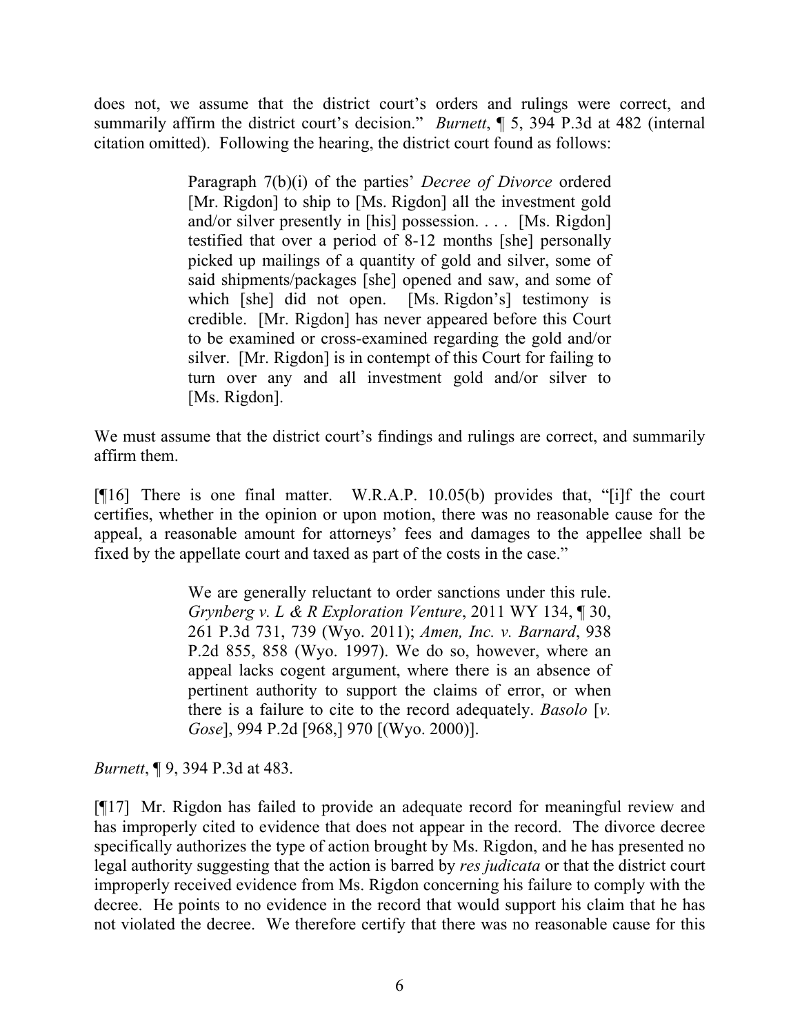does not, we assume that the district court's orders and rulings were correct, and summarily affirm the district court's decision." *Burnett*, ¶ 5, 394 P.3d at 482 (internal citation omitted). Following the hearing, the district court found as follows:

> Paragraph 7(b)(i) of the parties' *Decree of Divorce* ordered [Mr. Rigdon] to ship to [Ms. Rigdon] all the investment gold and/or silver presently in [his] possession. . . . [Ms. Rigdon] testified that over a period of 8-12 months [she] personally picked up mailings of a quantity of gold and silver, some of said shipments/packages [she] opened and saw, and some of which [she] did not open. [Ms. Rigdon's] testimony is credible. [Mr. Rigdon] has never appeared before this Court to be examined or cross-examined regarding the gold and/or silver. [Mr. Rigdon] is in contempt of this Court for failing to turn over any and all investment gold and/or silver to [Ms. Rigdon].

We must assume that the district court's findings and rulings are correct, and summarily affirm them.

[¶16] There is one final matter. W.R.A.P. 10.05(b) provides that, "[i]f the court certifies, whether in the opinion or upon motion, there was no reasonable cause for the appeal, a reasonable amount for attorneys' fees and damages to the appellee shall be fixed by the appellate court and taxed as part of the costs in the case."

> We are generally reluctant to order sanctions under this rule. *Grynberg v. L & R Exploration Venture*, 2011 WY 134, ¶ 30, 261 P.3d 731, 739 (Wyo. 2011); *Amen, Inc. v. Barnard*, 938 P.2d 855, 858 (Wyo. 1997). We do so, however, where an appeal lacks cogent argument, where there is an absence of pertinent authority to support the claims of error, or when there is a failure to cite to the record adequately. *Basolo* [*v. Gose*], 994 P.2d [968,] 970 [(Wyo. 2000)].

*Burnett*, ¶ 9, 394 P.3d at 483.

[¶17] Mr. Rigdon has failed to provide an adequate record for meaningful review and has improperly cited to evidence that does not appear in the record. The divorce decree specifically authorizes the type of action brought by Ms. Rigdon, and he has presented no legal authority suggesting that the action is barred by *res judicata* or that the district court improperly received evidence from Ms. Rigdon concerning his failure to comply with the decree. He points to no evidence in the record that would support his claim that he has not violated the decree. We therefore certify that there was no reasonable cause for this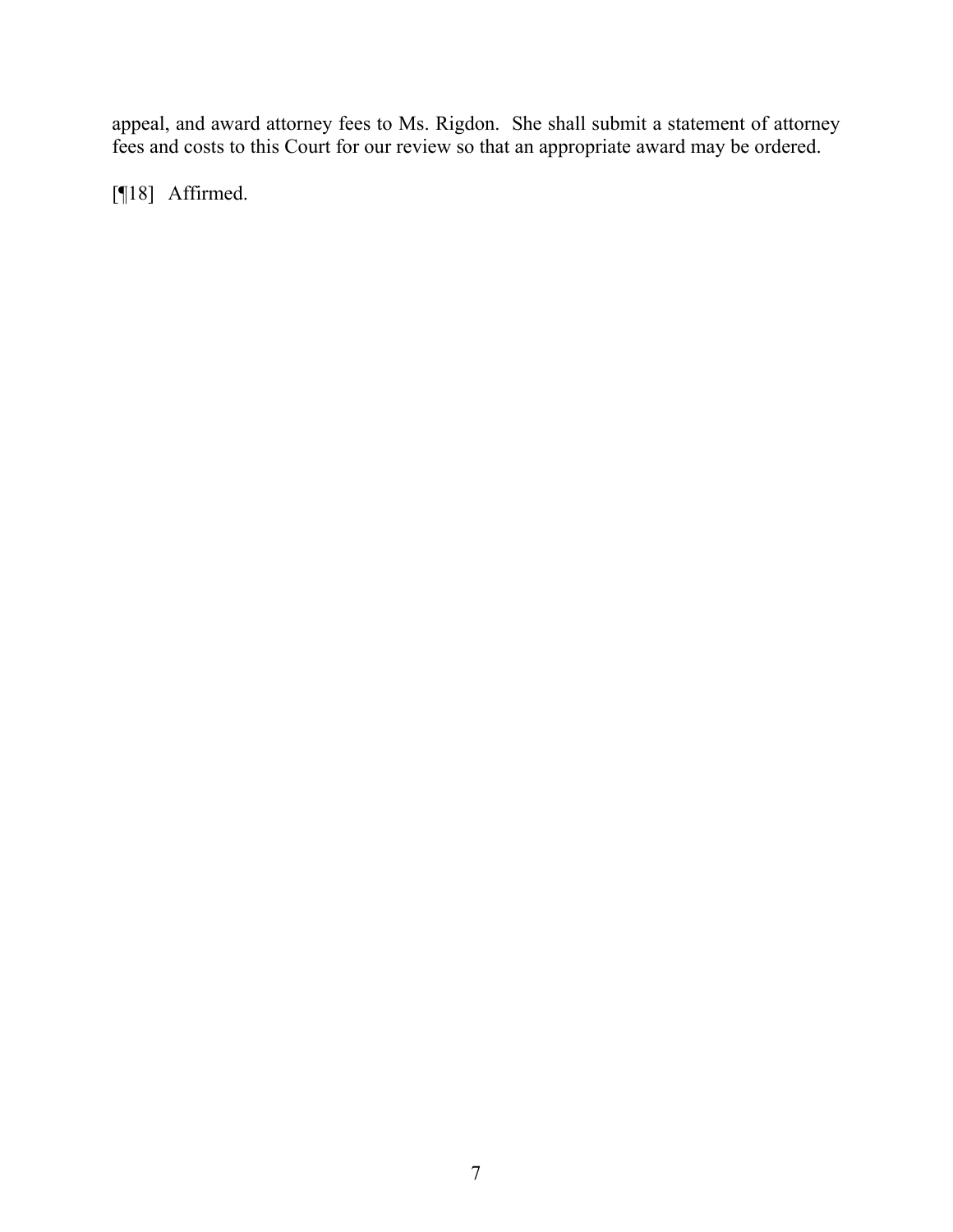appeal, and award attorney fees to Ms. Rigdon. She shall submit a statement of attorney fees and costs to this Court for our review so that an appropriate award may be ordered.

[¶18] Affirmed.